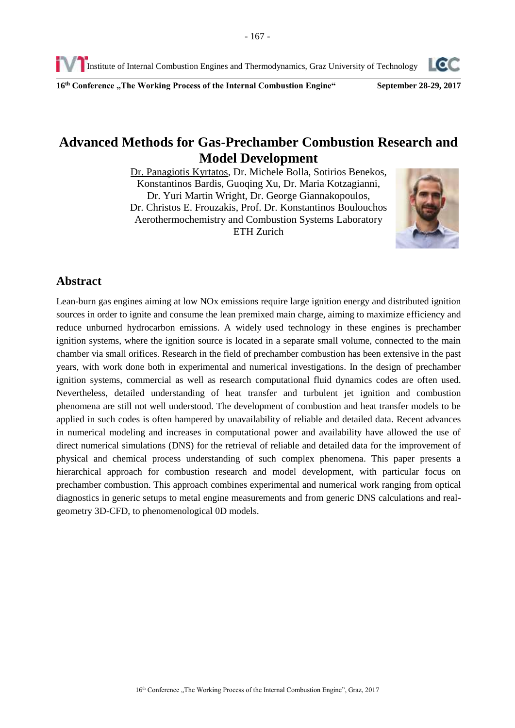# Advanced Methods for Gas-Prechamber Combustion Research and Model Development

Dr. Panagiotis Kyrtatos, Dr. Michele Bolla, Sotirios Benekos, Konstantinos Bardis, Guoqing Xu, Dr. Maria Kotzagianni, Dr. Yuri Martin Wright, Dr. George Giannakopoulos, Dr. Christos E. Frouzakis, Prof. Dr. Konstantinos Boulouchos
Aerothermochemistry and Combustion Systems Laboratory
ETH Zurich

## Abstract

Lean-burn gas engines aiming at low NOx emissions require large ignition energy and distributed ignition sources in order to ignite and consume the lean premixed main charge, aiming to maximize efficiency and reduce unburned hydrocarbon emissions. A widely used technology in these engines is prechamber ignition systems, where the ignition source is located in a separate small volume, connected to the main chamber via small orifices. Research in the field of prechamber combustion has been extensive in the past years, with work done both in experimental and numerical investigations. In the design of prechamber ignition systems, commercial as well as research computational fluid dynamics codes are often used. Nevertheless, detailed understanding of heat transfer and turbulent jet ignition and combustion phenomena are still not well understood. The development of combustion and heat transfer models to be applied in such codes is often hampered by unavailability of reliable and detailed data. Recent advances in numerical modeling and increases in computational power and availability have allowed the use of direct numerical simulations (DNS) for the retrieval of reliable and detailed data for the improvement of physical and chemical process understanding of such complex phenomena. This paper presents a hierarchical approach for combustion research and model development, with particular focus on prechamber combustion. This approach combines experimental and numerical work ranging from optical diagnostics in generic setups to metal engine measurements and from generic DNS calculations and real-geometry 3D-CFD, to phenomenological 0D models.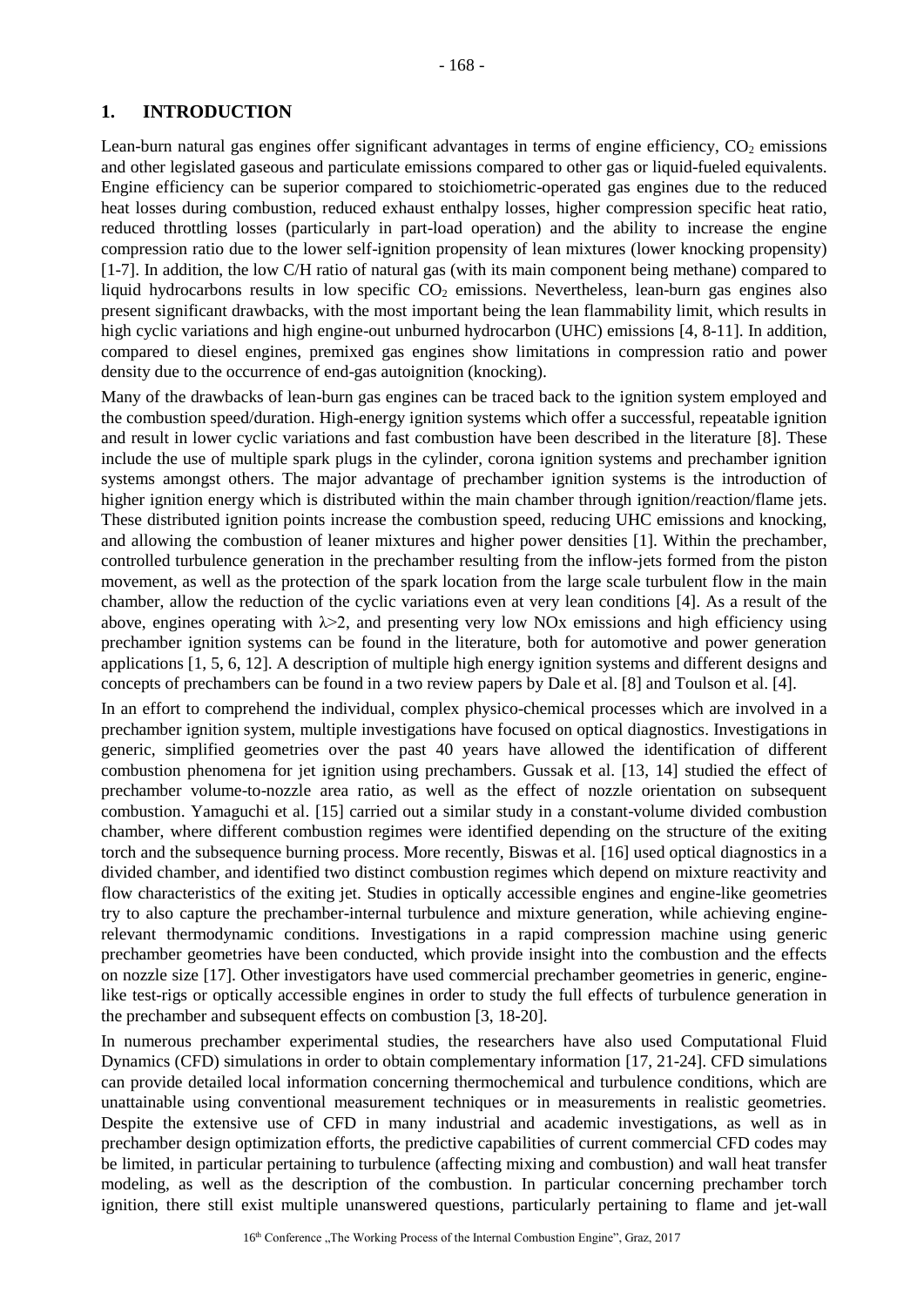## 1. INTRODUCTION

Lean-burn natural gas engines offer significant advantages in terms of engine efficiency, $CO_2$ emissions and other legislated gaseous and particulate emissions compared to other gas or liquid-fueled equivalents. Engine efficiency can be superior compared to stoichiometric-operated gas engines due to the reduced heat losses during combustion, reduced exhaust enthalpy losses, higher compression specific heat ratio, reduced throttling losses (particularly in part-load operation) and the ability to increase the engine compression ratio due to the lower self-ignition propensity of lean mixtures (lower knocking propensity) [1-7]. In addition, the low C/H ratio of natural gas (with its main component being methane) compared to liquid hydrocarbons results in low specific $CO_2$ emissions. Nevertheless, lean-burn gas engines also present significant drawbacks, with the most important being the lean flammability limit, which results in high cyclic variations and high engine-out unburned hydrocarbon (UHC) emissions [4, 8-11]. In addition, compared to diesel engines, premixed gas engines show limitations in compression ratio and power density due to the occurrence of end-gas autoignition (knocking).

Many of the drawbacks of lean-burn gas engines can be traced back to the ignition system employed and the combustion speed/duration. High-energy ignition systems which offer a successful, repeatable ignition and result in lower cyclic variations and fast combustion have been described in the literature [8]. These include the use of multiple spark plugs in the cylinder, corona ignition systems and prechamber ignition systems amongst others. The major advantage of prechamber ignition systems is the introduction of higher ignition energy which is distributed within the main chamber through ignition/reaction/flame jets. These distributed ignition points increase the combustion speed, reducing UHC emissions and knocking, and allowing the combustion of leaner mixtures and higher power densities [1]. Within the prechamber, controlled turbulence generation in the prechamber resulting from the inflow-jets formed from the piston movement, as well as the protection of the spark location from the large scale turbulent flow in the main chamber, allow the reduction of the cyclic variations even at very lean conditions [4]. As a result of the above, engines operating with $\lambda>2$, and presenting very low NOx emissions and high efficiency using prechamber ignition systems can be found in the literature, both for automotive and power generation applications [1, 5, 6, 12]. A description of multiple high energy ignition systems and different designs and concepts of prechambers can be found in a two review papers by Dale et al. [8] and Toulson et al. [4].

In an effort to comprehend the individual, complex physico-chemical processes which are involved in a prechamber ignition system, multiple investigations have focused on optical diagnostics. Investigations in generic, simplified geometries over the past 40 years have allowed the identification of different combustion phenomena for jet ignition using prechambers. Gussak et al. [13, 14] studied the effect of prechamber volume-to-nozzle area ratio, as well as the effect of nozzle orientation on subsequent combustion. Yamaguchi et al. [15] carried out a similar study in a constant-volume divided combustion chamber, where different combustion regimes were identified depending on the structure of the exiting torch and the subsequence burning process. More recently, Biswas et al. [16] used optical diagnostics in a divided chamber, and identified two distinct combustion regimes which depend on mixture reactivity and flow characteristics of the exiting jet. Studies in optically accessible engines and engine-like geometries try to also capture the prechamber-internal turbulence and mixture generation, while achieving engine-relevant thermodynamic conditions. Investigations in a rapid compression machine using generic prechamber geometries have been conducted, which provide insight into the combustion and the effects on nozzle size [17]. Other investigators have used commercial prechamber geometries in generic, engine-like test-rigs or optically accessible engines in order to study the full effects of turbulence generation in the prechamber and subsequent effects on combustion [3, 18-20].

In numerous prechamber experimental studies, the researchers have also used Computational Fluid Dynamics (CFD) simulations in order to obtain complementary information [17, 21-24]. CFD simulations can provide detailed local information concerning thermochemical and turbulence conditions, which are unattainable using conventional measurement techniques or in measurements in realistic geometries. Despite the extensive use of CFD in many industrial and academic investigations, as well as in prechamber design optimization efforts, the predictive capabilities of current commercial CFD codes may be limited, in particular pertaining to turbulence (affecting mixing and combustion) and wall heat transfer modeling, as well as the description of the combustion. In particular concerning prechamber torch ignition, there still exist multiple unanswered questions, particularly pertaining to flame and jet-wall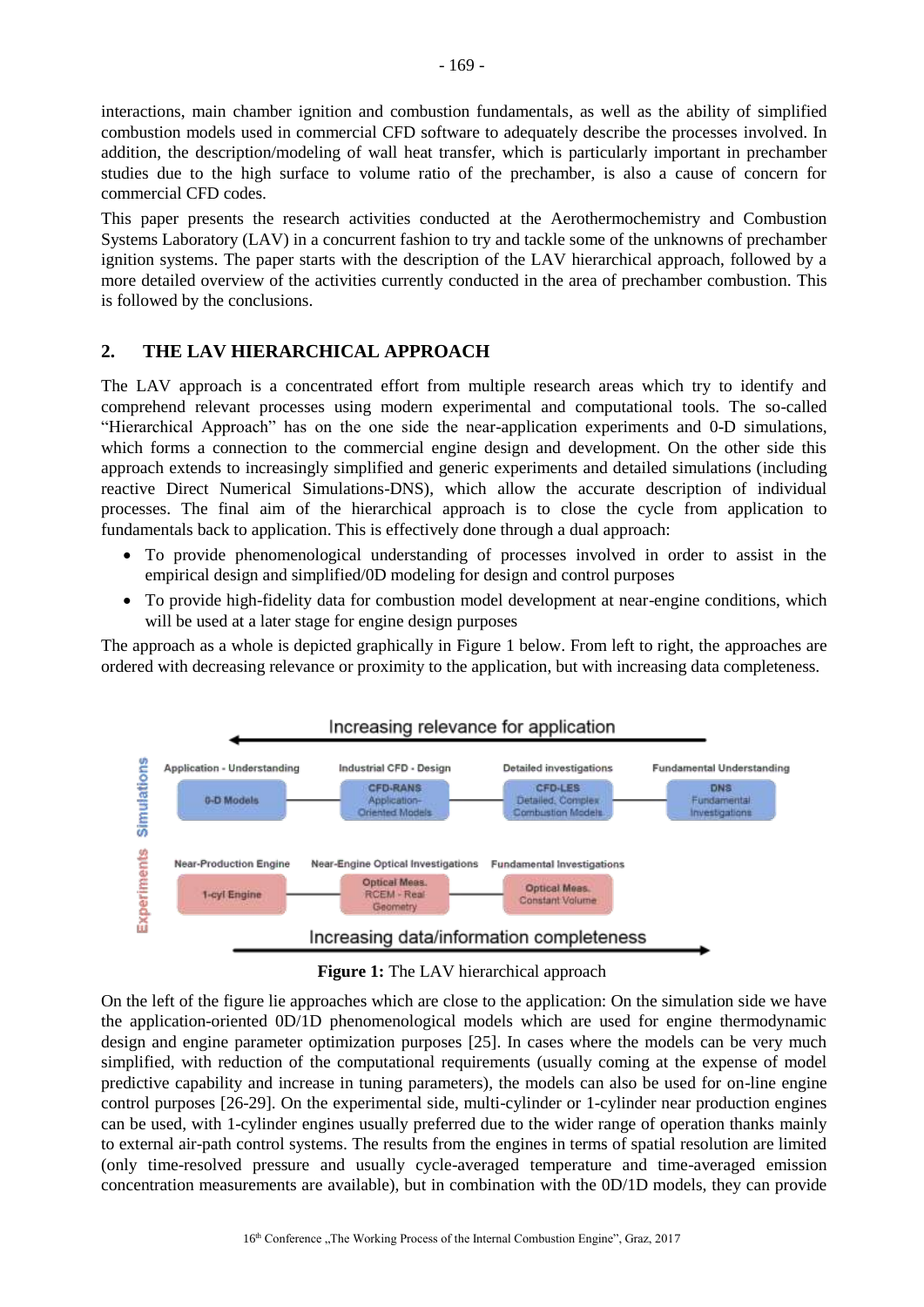interactions, main chamber ignition and combustion fundamentals, as well as the ability of simplified combustion models used in commercial CFD software to adequately describe the processes involved. In addition, the description/modeling of wall heat transfer, which is particularly important in prechamber studies due to the high surface to volume ratio of the prechamber, is also a cause of concern for commercial CFD codes.

This paper presents the research activities conducted at the Aerothermochemistry and Combustion Systems Laboratory (LAV) in a concurrent fashion to try and tackle some of the unknowns of prechamber ignition systems. The paper starts with the description of the LAV hierarchical approach, followed by a more detailed overview of the activities currently conducted in the area of prechamber combustion. This is followed by the conclusions.

## 2. THE LAV HIERARCHICAL APPROACH

The LAV approach is a concentrated effort from multiple research areas which try to identify and comprehend relevant processes using modern experimental and computational tools. The so-called "Hierarchical Approach" has on the one side the near-application experiments and 0-D simulations, which forms a connection to the commercial engine design and development. On the other side this approach extends to increasingly simplified and generic experiments and detailed simulations (including reactive Direct Numerical Simulations-DNS), which allow the accurate description of individual processes. The final aim of the hierarchical approach is to close the cycle from application to fundamentals back to application. This is effectively done through a dual approach:

- To provide phenomenological understanding of processes involved in order to assist in the empirical design and simplified/0D modeling for design and control purposes
- To provide high-fidelity data for combustion model development at near-engine conditions, which will be used at a later stage for engine design purposes

The approach as a whole is depicted graphically in Figure 1 below. From left to right, the approaches are ordered with decreasing relevance or proximity to the application, but with increasing data completeness.

**Figure 1:** The LAV hierarchical approach

On the left of the figure lie approaches which are close to the application: On the simulation side we have the application-oriented 0D/1D phenomenological models which are used for engine thermodynamic design and engine parameter optimization purposes [25]. In cases where the models can be very much simplified, with reduction of the computational requirements (usually coming at the expense of model predictive capability and increase in tuning parameters), the models can also be used for on-line engine control purposes [26-29]. On the experimental side, multi-cylinder or 1-cylinder near production engines can be used, with 1-cylinder engines usually preferred due to the wider range of operation thanks mainly to external air-path control systems. The results from the engines in terms of spatial resolution are limited (only time-resolved pressure and usually cycle-averaged temperature and time-averaged emission concentration measurements are available), but in combination with the 0D/1D models, they can provide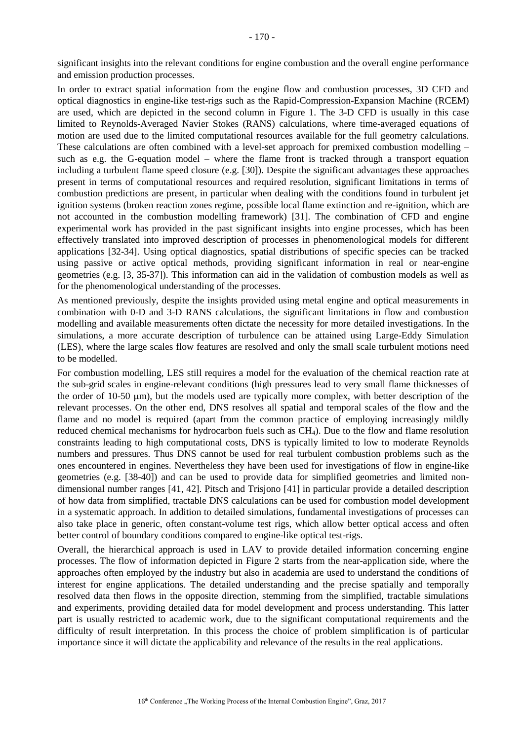significant insights into the relevant conditions for engine combustion and the overall engine performance and emission production processes.

In order to extract spatial information from the engine flow and combustion processes, 3D CFD and optical diagnostics in engine-like test-rigs such as the Rapid-Compression-Expansion Machine (RCEM) are used, which are depicted in the second column in Figure 1. The 3-D CFD is usually in this case limited to Reynolds-Averaged Navier Stokes (RANS) calculations, where time-averaged equations of motion are used due to the limited computational resources available for the full geometry calculations. These calculations are often combined with a level-set approach for premixed combustion modelling – such as e.g. the G-equation model – where the flame front is tracked through a transport equation including a turbulent flame speed closure (e.g. [30]). Despite the significant advantages these approaches present in terms of computational resources and required resolution, significant limitations in terms of combustion predictions are present, in particular when dealing with the conditions found in turbulent jet ignition systems (broken reaction zones regime, possible local flame extinction and re-ignition, which are not accounted in the combustion modelling framework) [31]. The combination of CFD and engine experimental work has provided in the past significant insights into engine processes, which has been effectively translated into improved description of processes in phenomenological models for different applications [32-34]. Using optical diagnostics, spatial distributions of specific species can be tracked using passive or active optical methods, providing significant information in real or near-engine geometries (e.g. [3, 35-37]). This information can aid in the validation of combustion models as well as for the phenomenological understanding of the processes.

As mentioned previously, despite the insights provided using metal engine and optical measurements in combination with 0-D and 3-D RANS calculations, the significant limitations in flow and combustion modelling and available measurements often dictate the necessity for more detailed investigations. In the simulations, a more accurate description of turbulence can be attained using Large-Eddy Simulation (LES), where the large scales flow features are resolved and only the small scale turbulent motions need to be modelled.

For combustion modelling, LES still requires a model for the evaluation of the chemical reaction rate at the sub-grid scales in engine-relevant conditions (high pressures lead to very small flame thicknesses of the order of 10-50 $\mu$m), but the models used are typically more complex, with better description of the relevant processes. On the other end, DNS resolves all spatial and temporal scales of the flow and the flame and no model is required (apart from the common practice of employing increasingly mildly reduced chemical mechanisms for hydrocarbon fuels such as $CH_4$). Due to the flow and flame resolution constraints leading to high computational costs, DNS is typically limited to low to moderate Reynolds numbers and pressures. Thus DNS cannot be used for real turbulent combustion problems such as the ones encountered in engines. Nevertheless they have been used for investigations of flow in engine-like geometries (e.g. [38-40]) and can be used to provide data for simplified geometries and limited non-dimensional number ranges [41, 42]. Pitsch and Trisjono [41] in particular provide a detailed description of how data from simplified, tractable DNS calculations can be used for combustion model development in a systematic approach. In addition to detailed simulations, fundamental investigations of processes can also take place in generic, often constant-volume test rigs, which allow better optical access and often better control of boundary conditions compared to engine-like optical test-rigs.

Overall, the hierarchical approach is used in LAV to provide detailed information concerning engine processes. The flow of information depicted in Figure 2 starts from the near-application side, where the approaches often employed by the industry but also in academia are used to understand the conditions of interest for engine applications. The detailed understanding and the precise spatially and temporally resolved data then flows in the opposite direction, stemming from the simplified, tractable simulations and experiments, providing detailed data for model development and process understanding. This latter part is usually restricted to academic work, due to the significant computational requirements and the difficulty of result interpretation. In this process the choice of problem simplification is of particular importance since it will dictate the applicability and relevance of the results in the real applications.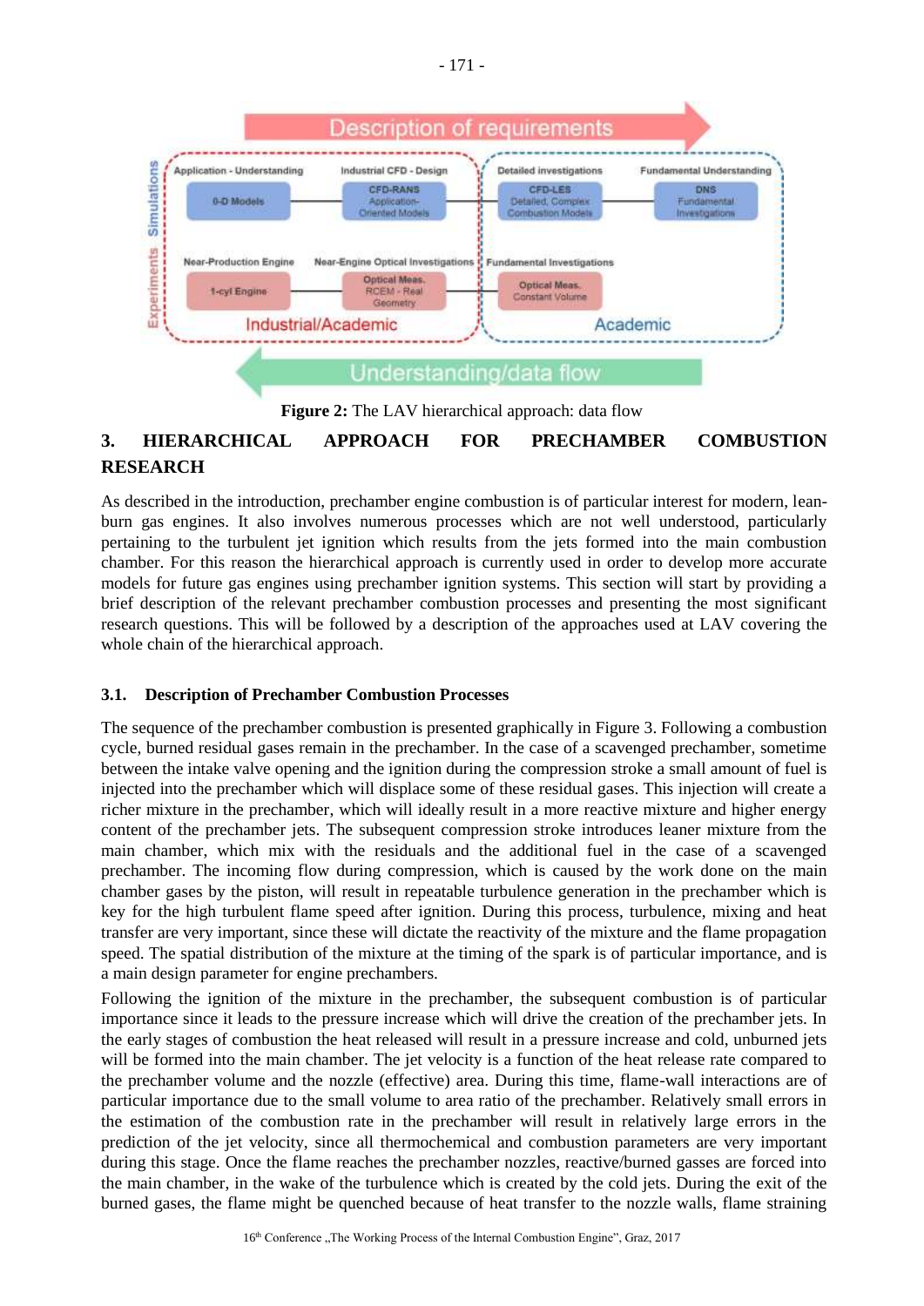Figure 2: The LAV hierarchical approach: data flow

## 3. HIERARCHICAL APPROACH FOR PRECHAMBER COMBUSTION RESEARCH

As described in the introduction, prechamber engine combustion is of particular interest for modern, lean-burn gas engines. It also involves numerous processes which are not well understood, particularly pertaining to the turbulent jet ignition which results from the jets formed into the main combustion chamber. For this reason the hierarchical approach is currently used in order to develop more accurate models for future gas engines using prechamber ignition systems. This section will start by providing a brief description of the relevant prechamber combustion processes and presenting the most significant research questions. This will be followed by a description of the approaches used at LAV covering the whole chain of the hierarchical approach.

### 3.1. Description of Prechamber Combustion Processes

The sequence of the prechamber combustion is presented graphically in Figure 3. Following a combustion cycle, burned residual gases remain in the prechamber. In the case of a scavenged prechamber, sometime between the intake valve opening and the ignition during the compression stroke a small amount of fuel is injected into the prechamber which will displace some of these residual gases. This injection will create a richer mixture in the prechamber, which will ideally result in a more reactive mixture and higher energy content of the prechamber jets. The subsequent compression stroke introduces leaner mixture from the main chamber, which mix with the residuals and the additional fuel in the case of a scavenged prechamber. The incoming flow during compression, which is caused by the work done on the main chamber gases by the piston, will result in repeatable turbulence generation in the prechamber which is key for the high turbulent flame speed after ignition. During this process, turbulence, mixing and heat transfer are very important, since these will dictate the reactivity of the mixture and the flame propagation speed. The spatial distribution of the mixture at the timing of the spark is of particular importance, and is a main design parameter for engine prechambers.

Following the ignition of the mixture in the prechamber, the subsequent combustion is of particular importance since it leads to the pressure increase which will drive the creation of the prechamber jets. In the early stages of combustion the heat released will result in a pressure increase and cold, unburned jets will be formed into the main chamber. The jet velocity is a function of the heat release rate compared to the prechamber volume and the nozzle (effective) area. During this time, flame-wall interactions are of particular importance due to the small volume to area ratio of the prechamber. Relatively small errors in the estimation of the combustion rate in the prechamber will result in relatively large errors in the prediction of the jet velocity, since all thermochemical and combustion parameters are very important during this stage. Once the flame reaches the prechamber nozzles, reactive/burned gasses are forced into the main chamber, in the wake of the turbulence which is created by the cold jets. During the exit of the burned gases, the flame might be quenched because of heat transfer to the nozzle walls, flame straining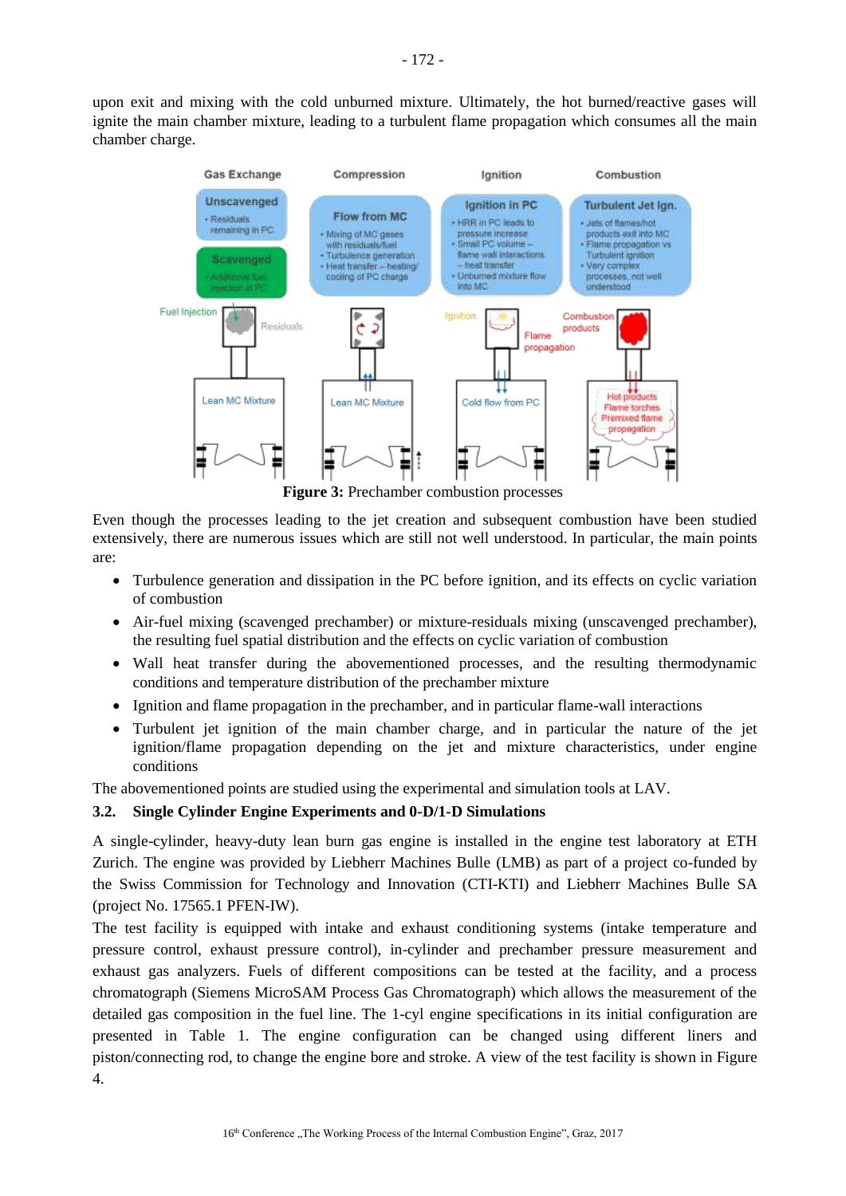upon exit and mixing with the cold unburned mixture. Ultimately, the hot burned/reactive gases will ignite the main chamber mixture, leading to a turbulent flame propagation which consumes all the main chamber charge.

**Figure 3:** Prechamber combustion processes

Even though the processes leading to the jet creation and subsequent combustion have been studied extensively, there are numerous issues which are still not well understood. In particular, the main points are:

- Turbulence generation and dissipation in the PC before ignition, and its effects on cyclic variation of combustion
- Air-fuel mixing (scavenged prechamber) or mixture-residuals mixing (unscavenged prechamber), the resulting fuel spatial distribution and the effects on cyclic variation of combustion
- Wall heat transfer during the abovementioned processes, and the resulting thermodynamic conditions and temperature distribution of the prechamber mixture
- Ignition and flame propagation in the prechamber, and in particular flame-wall interactions
- Turbulent jet ignition of the main chamber charge, and in particular the nature of the jet ignition/flame propagation depending on the jet and mixture characteristics, under engine conditions

The abovementioned points are studied using the experimental and simulation tools at LAV.

### 3.2. Single Cylinder Engine Experiments and 0-D/1-D Simulations

A single-cylinder, heavy-duty lean burn gas engine is installed in the engine test laboratory at ETH Zurich. The engine was provided by Liebherr Machines Bulle (LMB) as part of a project co-funded by the Swiss Commission for Technology and Innovation (CTI-KTI) and Liebherr Machines Bulle SA (project No. 17565.1 PFEN-IW).

The test facility is equipped with intake and exhaust conditioning systems (intake temperature and pressure control, exhaust pressure control), in-cylinder and prechamber pressure measurement and exhaust gas analyzers. Fuels of different compositions can be tested at the facility, and a process chromatograph (Siemens MicroSAM Process Gas Chromatograph) which allows the measurement of the detailed gas composition in the fuel line. The 1-cyl engine specifications in its initial configuration are presented in Table 1. The engine configuration can be changed using different liners and piston/connecting rod, to change the engine bore and stroke. A view of the test facility is shown in Figure 4.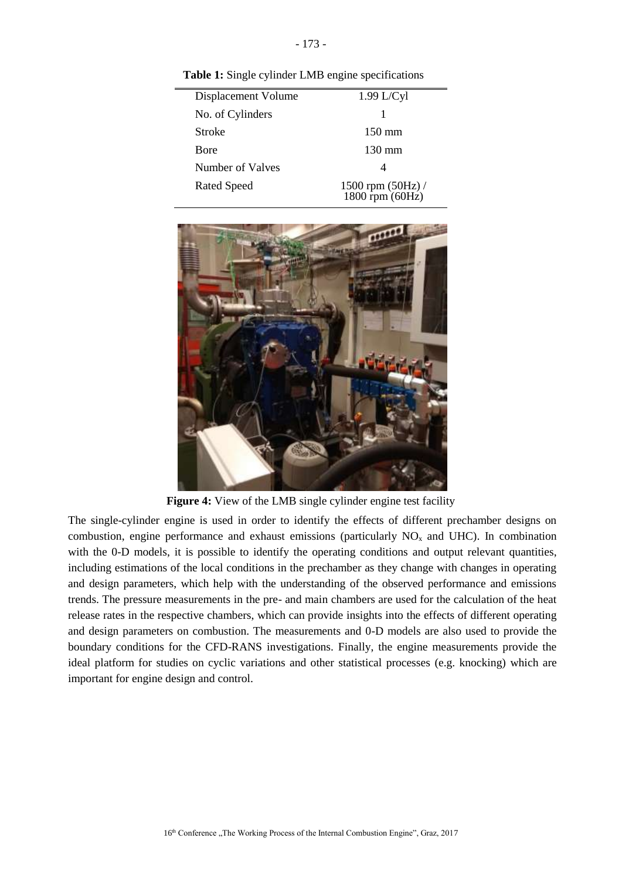**Table 1:** Single cylinder LMB engine specifications

| | |
|---|---|
| Displacement Volume | 1.99 L/Cyl |
| No. of Cylinders | 1 |
| Stroke | 150 mm |
| Bore | 130 mm |
| Number of Valves | 4 |
| Rated Speed | 1500 rpm (50Hz) / 1800 rpm (60Hz) |

**Figure 4:** View of the LMB single cylinder engine test facility

The single-cylinder engine is used in order to identify the effects of different prechamber designs on combustion, engine performance and exhaust emissions (particularly $NO_x$ and UHC). In combination with the 0-D models, it is possible to identify the operating conditions and output relevant quantities, including estimations of the local conditions in the prechamber as they change with changes in operating and design parameters, which help with the understanding of the observed performance and emissions trends. The pressure measurements in the pre- and main chambers are used for the calculation of the heat release rates in the respective chambers, which can provide insights into the effects of different operating and design parameters on combustion. The measurements and 0-D models are also used to provide the boundary conditions for the CFD-RANS investigations. Finally, the engine measurements provide the ideal platform for studies on cyclic variations and other statistical processes (e.g. knocking) which are important for engine design and control.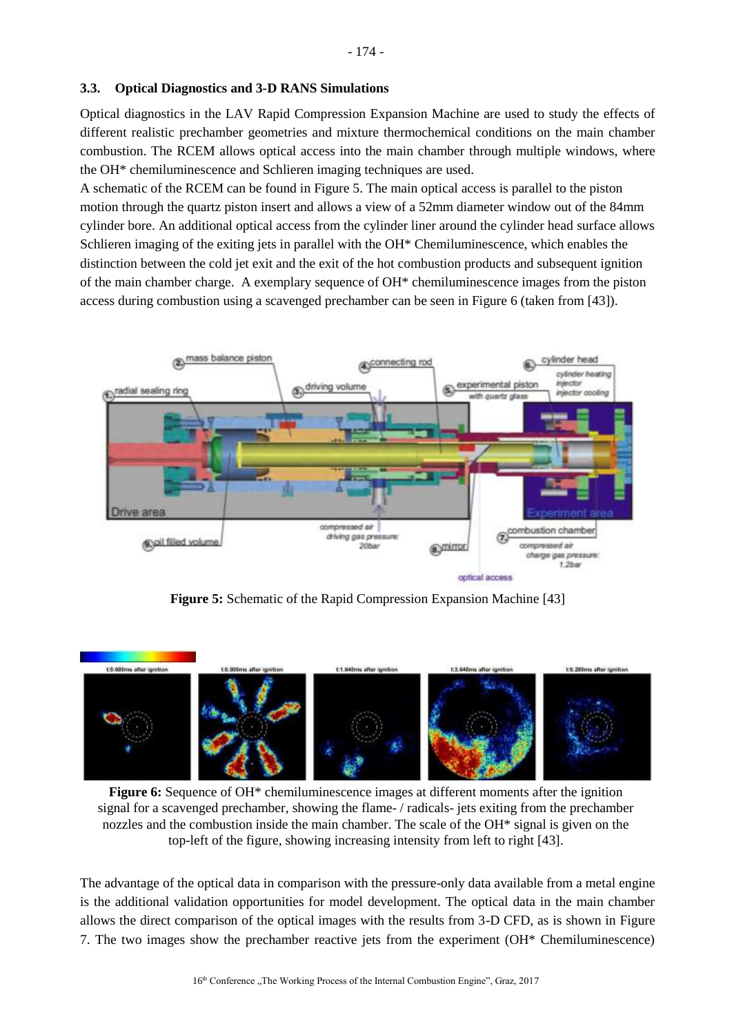### 3.3. Optical Diagnostics and 3-D RANS Simulations

Optical diagnostics in the LAV Rapid Compression Expansion Machine are used to study the effects of different realistic prechamber geometries and mixture thermochemical conditions on the main chamber combustion. The RCEM allows optical access into the main chamber through multiple windows, where the OH* chemiluminescence and Schlieren imaging techniques are used.

A schematic of the RCEM can be found in Figure 5. The main optical access is parallel to the piston motion through the quartz piston insert and allows a view of a 52mm diameter window out of the 84mm cylinder bore. An additional optical access from the cylinder liner around the cylinder head surface allows Schlieren imaging of the exiting jets in parallel with the OH* Chemiluminescence, which enables the distinction between the cold jet exit and the exit of the hot combustion products and subsequent ignition of the main chamber charge. A exemplary sequence of OH* chemiluminescence images from the piston access during combustion using a scavenged prechamber can be seen in Figure 6 (taken from [43]).

**Figure 5:** Schematic of the Rapid Compression Expansion Machine [43]

**Figure 6:** Sequence of OH* chemiluminescence images at different moments after the ignition signal for a scavenged prechamber, showing the flame- / radicals- jets exiting from the prechamber nozzles and the combustion inside the main chamber. The scale of the OH* signal is given on the top-left of the figure, showing increasing intensity from left to right [43].

The advantage of the optical data in comparison with the pressure-only data available from a metal engine is the additional validation opportunities for model development. The optical data in the main chamber allows the direct comparison of the optical images with the results from 3-D CFD, as is shown in Figure 7. The two images show the prechamber reactive jets from the experiment (OH* Chemiluminescence)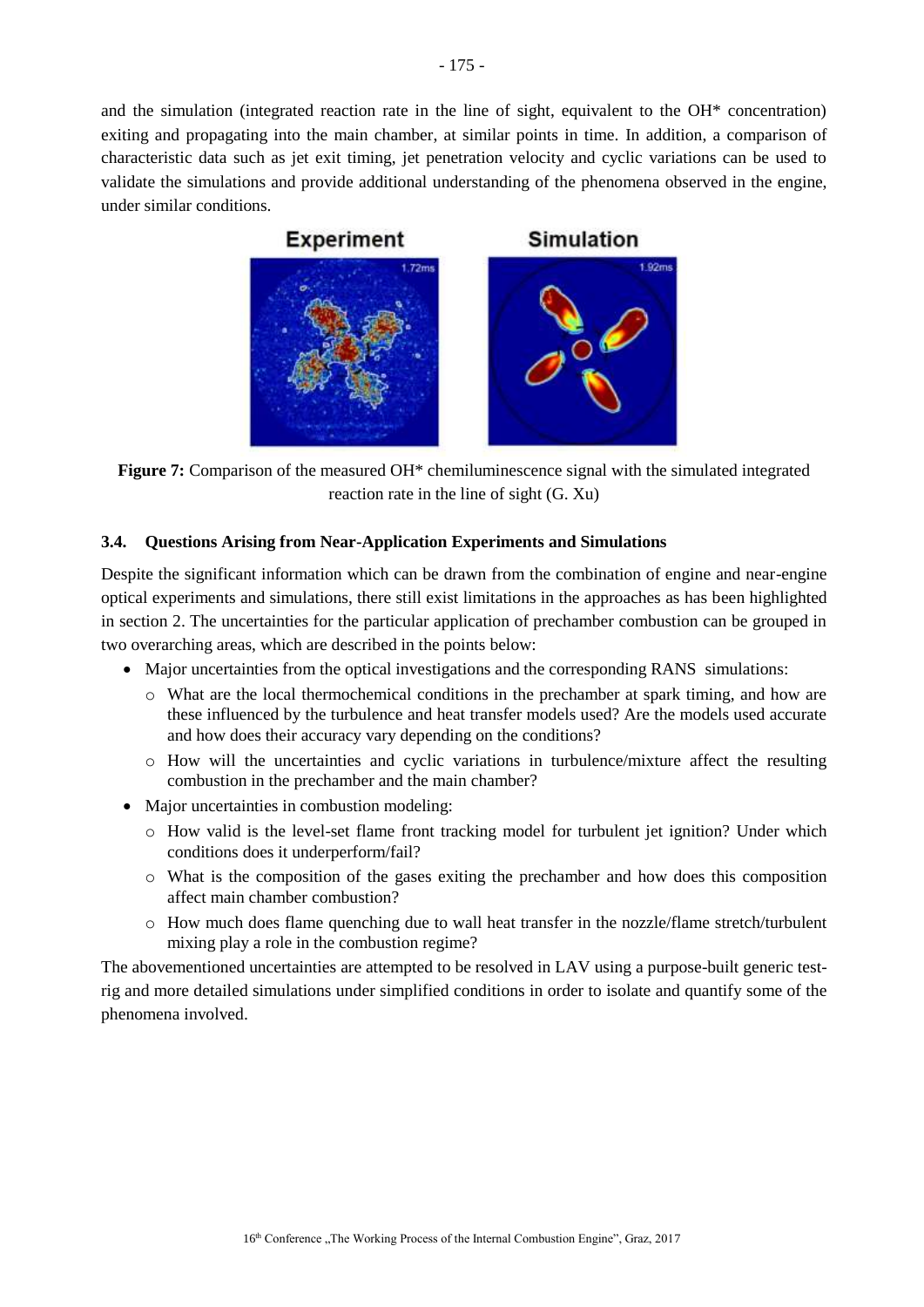and the simulation (integrated reaction rate in the line of sight, equivalent to the OH* concentration) exiting and propagating into the main chamber, at similar points in time. In addition, a comparison of characteristic data such as jet exit timing, jet penetration velocity and cyclic variations can be used to validate the simulations and provide additional understanding of the phenomena observed in the engine, under similar conditions.

**Figure 7:** Comparison of the measured OH* chemiluminescence signal with the simulated integrated reaction rate in the line of sight (G. Xu)

### 3.4. Questions Arising from Near-Application Experiments and Simulations

Despite the significant information which can be drawn from the combination of engine and near-engine optical experiments and simulations, there still exist limitations in the approaches as has been highlighted in section 2. The uncertainties for the particular application of prechamber combustion can be grouped in two overarching areas, which are described in the points below:

- Major uncertainties from the optical investigations and the corresponding RANS simulations:
  - What are the local thermochemical conditions in the prechamber at spark timing, and how are these influenced by the turbulence and heat transfer models used? Are the models used accurate and how does their accuracy vary depending on the conditions?
  - How will the uncertainties and cyclic variations in turbulence/mixture affect the resulting combustion in the prechamber and the main chamber?
- Major uncertainties in combustion modeling:
  - How valid is the level-set flame front tracking model for turbulent jet ignition? Under which conditions does it underperform/fail?
  - What is the composition of the gases exiting the prechamber and how does this composition affect main chamber combustion?
  - How much does flame quenching due to wall heat transfer in the nozzle/flame stretch/turbulent mixing play a role in the combustion regime?

The abovementioned uncertainties are attempted to be resolved in LAV using a purpose-built generic test-rig and more detailed simulations under simplified conditions in order to isolate and quantify some of the phenomena involved.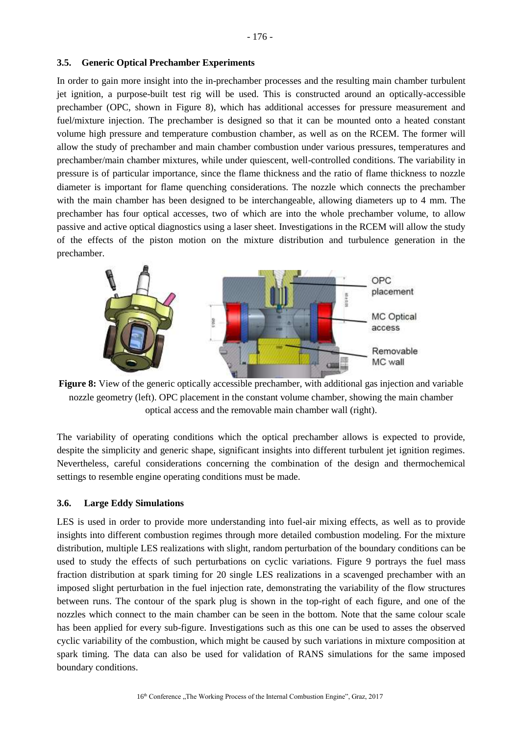### 3.5. Generic Optical Prechamber Experiments

In order to gain more insight into the in-prechamber processes and the resulting main chamber turbulent jet ignition, a purpose-built test rig will be used. This is constructed around an optically-accessible prechamber (OPC, shown in Figure 8), which has additional accesses for pressure measurement and fuel/mixture injection. The prechamber is designed so that it can be mounted onto a heated constant volume high pressure and temperature combustion chamber, as well as on the RCEM. The former will allow the study of prechamber and main chamber combustion under various pressures, temperatures and prechamber/main chamber mixtures, while under quiescent, well-controlled conditions. The variability in pressure is of particular importance, since the flame thickness and the ratio of flame thickness to nozzle diameter is important for flame quenching considerations. The nozzle which connects the prechamber with the main chamber has been designed to be interchangeable, allowing diameters up to 4 mm. The prechamber has four optical accesses, two of which are into the whole prechamber volume, to allow passive and active optical diagnostics using a laser sheet. Investigations in the RCEM will allow the study of the effects of the piston motion on the mixture distribution and turbulence generation in the prechamber.

**Figure 8:** View of the generic optically accessible prechamber, with additional gas injection and variable nozzle geometry (left). OPC placement in the constant volume chamber, showing the main chamber optical access and the removable main chamber wall (right).

The variability of operating conditions which the optical prechamber allows is expected to provide, despite the simplicity and generic shape, significant insights into different turbulent jet ignition regimes. Nevertheless, careful considerations concerning the combination of the design and thermochemical settings to resemble engine operating conditions must be made.

### 3.6. Large Eddy Simulations

LES is used in order to provide more understanding into fuel-air mixing effects, as well as to provide insights into different combustion regimes through more detailed combustion modeling. For the mixture distribution, multiple LES realizations with slight, random perturbation of the boundary conditions can be used to study the effects of such perturbations on cyclic variations. Figure 9 portrays the fuel mass fraction distribution at spark timing for 20 single LES realizations in a scavenged prechamber with an imposed slight perturbation in the fuel injection rate, demonstrating the variability of the flow structures between runs. The contour of the spark plug is shown in the top-right of each figure, and one of the nozzles which connect to the main chamber can be seen in the bottom. Note that the same colour scale has been applied for every sub-figure. Investigations such as this one can be used to asses the observed cyclic variability of the combustion, which might be caused by such variations in mixture composition at spark timing. The data can also be used for validation of RANS simulations for the same imposed boundary conditions.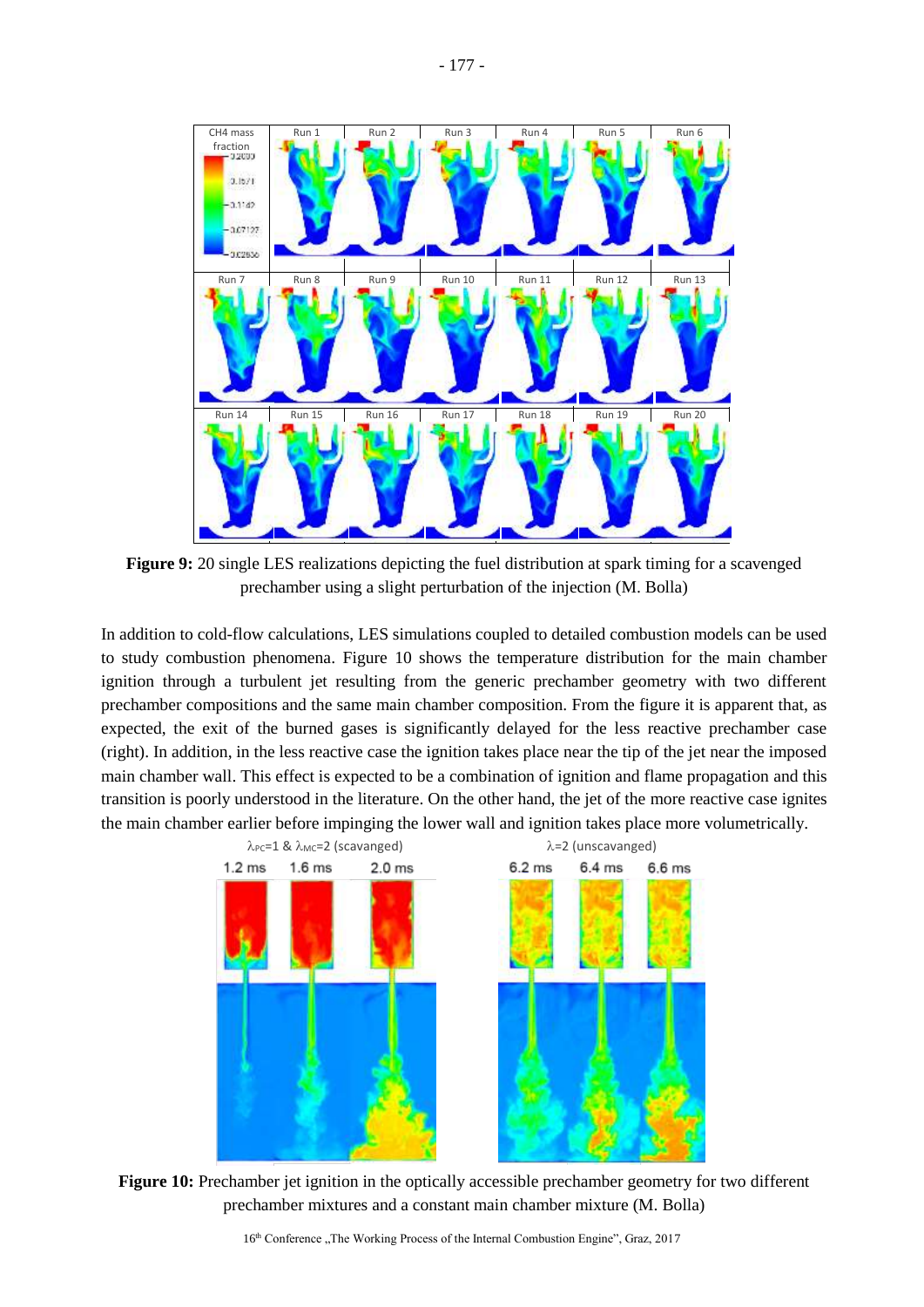**Figure 9:** 20 single LES realizations depicting the fuel distribution at spark timing for a scavenged prechamber using a slight perturbation of the injection (M. Bolla)

In addition to cold-flow calculations, LES simulations coupled to detailed combustion models can be used to study combustion phenomena. Figure 10 shows the temperature distribution for the main chamber ignition through a turbulent jet resulting from the generic prechamber geometry with two different prechamber compositions and the same main chamber composition. From the figure it is apparent that, as expected, the exit of the burned gases is significantly delayed for the less reactive prechamber case (right). In addition, in the less reactive case the ignition takes place near the tip of the jet near the imposed main chamber wall. This effect is expected to be a combination of ignition and flame propagation and this transition is poorly understood in the literature. On the other hand, the jet of the more reactive case ignites the main chamber earlier before impinging the lower wall and ignition takes place more volumetrically.

**Figure 10:** Prechamber jet ignition in the optically accessible prechamber geometry for two different prechamber mixtures and a constant main chamber mixture (M. Bolla)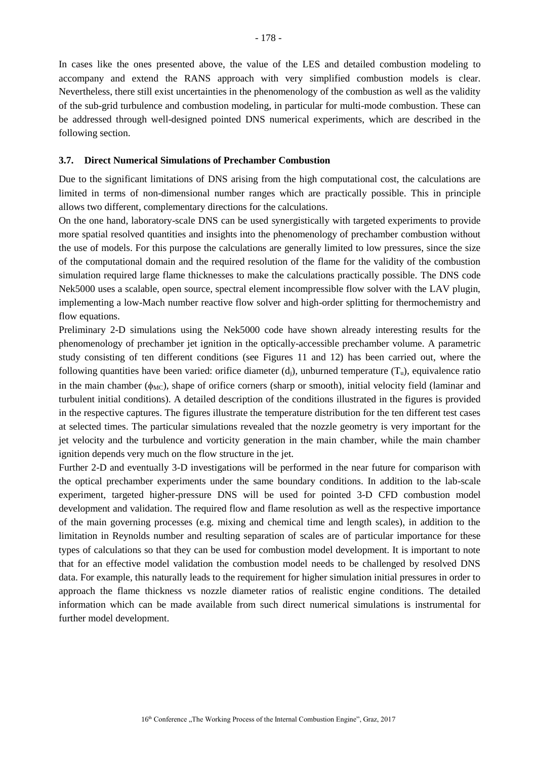In cases like the ones presented above, the value of the LES and detailed combustion modeling to accompany and extend the RANS approach with very simplified combustion models is clear. Nevertheless, there still exist uncertainties in the phenomenology of the combustion as well as the validity of the sub-grid turbulence and combustion modeling, in particular for multi-mode combustion. These can be addressed through well-designed pointed DNS numerical experiments, which are described in the following section.

### 3.7. Direct Numerical Simulations of Prechamber Combustion

Due to the significant limitations of DNS arising from the high computational cost, the calculations are limited in terms of non-dimensional number ranges which are practically possible. This in principle allows two different, complementary directions for the calculations.

On the one hand, laboratory-scale DNS can be used synergistically with targeted experiments to provide more spatial resolved quantities and insights into the phenomenology of prechamber combustion without the use of models. For this purpose the calculations are generally limited to low pressures, since the size of the computational domain and the required resolution of the flame for the validity of the combustion simulation required large flame thicknesses to make the calculations practically possible. The DNS code Nek5000 uses a scalable, open source, spectral element incompressible flow solver with the LAV plugin, implementing a low-Mach number reactive flow solver and high-order splitting for thermochemistry and flow equations.

Preliminary 2-D simulations using the Nek5000 code have shown already interesting results for the phenomenology of prechamber jet ignition in the optically-accessible prechamber volume. A parametric study consisting of ten different conditions (see Figures 11 and 12) has been carried out, where the following quantities have been varied: orifice diameter ($d_j$), unburned temperature ($T_u$), equivalence ratio in the main chamber ($\phi_{MC}$), shape of orifice corners (sharp or smooth), initial velocity field (laminar and turbulent initial conditions). A detailed description of the conditions illustrated in the figures is provided in the respective captures. The figures illustrate the temperature distribution for the ten different test cases at selected times. The particular simulations revealed that the nozzle geometry is very important for the jet velocity and the turbulence and vorticity generation in the main chamber, while the main chamber ignition depends very much on the flow structure in the jet.

Further 2-D and eventually 3-D investigations will be performed in the near future for comparison with the optical prechamber experiments under the same boundary conditions. In addition to the lab-scale experiment, targeted higher-pressure DNS will be used for pointed 3-D CFD combustion model development and validation. The required flow and flame resolution as well as the respective importance of the main governing processes (e.g. mixing and chemical time and length scales), in addition to the limitation in Reynolds number and resulting separation of scales are of particular importance for these types of calculations so that they can be used for combustion model development. It is important to note that for an effective model validation the combustion model needs to be challenged by resolved DNS data. For example, this naturally leads to the requirement for higher simulation initial pressures in order to approach the flame thickness vs nozzle diameter ratios of realistic engine conditions. The detailed information which can be made available from such direct numerical simulations is instrumental for further model development.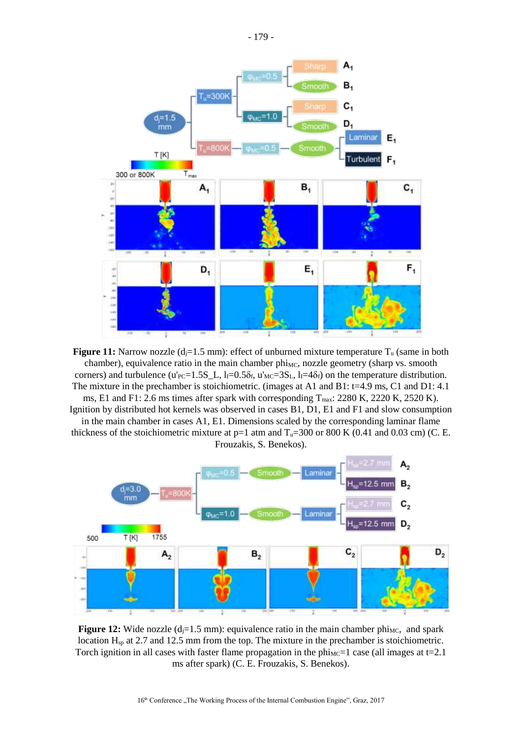**Figure 11:** Narrow nozzle ($d_j$=1.5 mm): effect of unburned mixture temperature $T_u$ (same in both chamber), equivalence ratio in the main chamber phi$_{MC}$, nozzle geometry (sharp vs. smooth corners) and turbulence ($u'_{PC}$=1.5S_L, $l_I$=0.5$\delta_f$, $u'_{MC}$=3$S_L$, $l_I$=4$\delta_f$) on the temperature distribution. The mixture in the prechamber is stoichiometric. (images at A1 and B1: t=4.9 ms, C1 and D1: 4.1 ms, E1 and F1: 2.6 ms times after spark with corresponding $T_{max}$: 2280 K, 2220 K, 2520 K). Ignition by distributed hot kernels was observed in cases B1, D1, E1 and F1 and slow consumption in the main chamber in cases A1, E1. Dimensions scaled by the corresponding laminar flame thickness of the stoichiometric mixture at p=1 atm and $T_u$=300 or 800 K (0.41 and 0.03 cm) (C. E. Frouzakis, S. Benekos).

**Figure 12:** Wide nozzle ($d_j$=1.5 mm): equivalence ratio in the main chamber phi$_{MC}$, and spark location $H_{sp}$ at 2.7 and 12.5 mm from the top. The mixture in the prechamber is stoichiometric. Torch ignition in all cases with faster flame propagation in the phi$_{MC}$=1 case (all images at t=2.1 ms after spark) (C. E. Frouzakis, S. Benekos).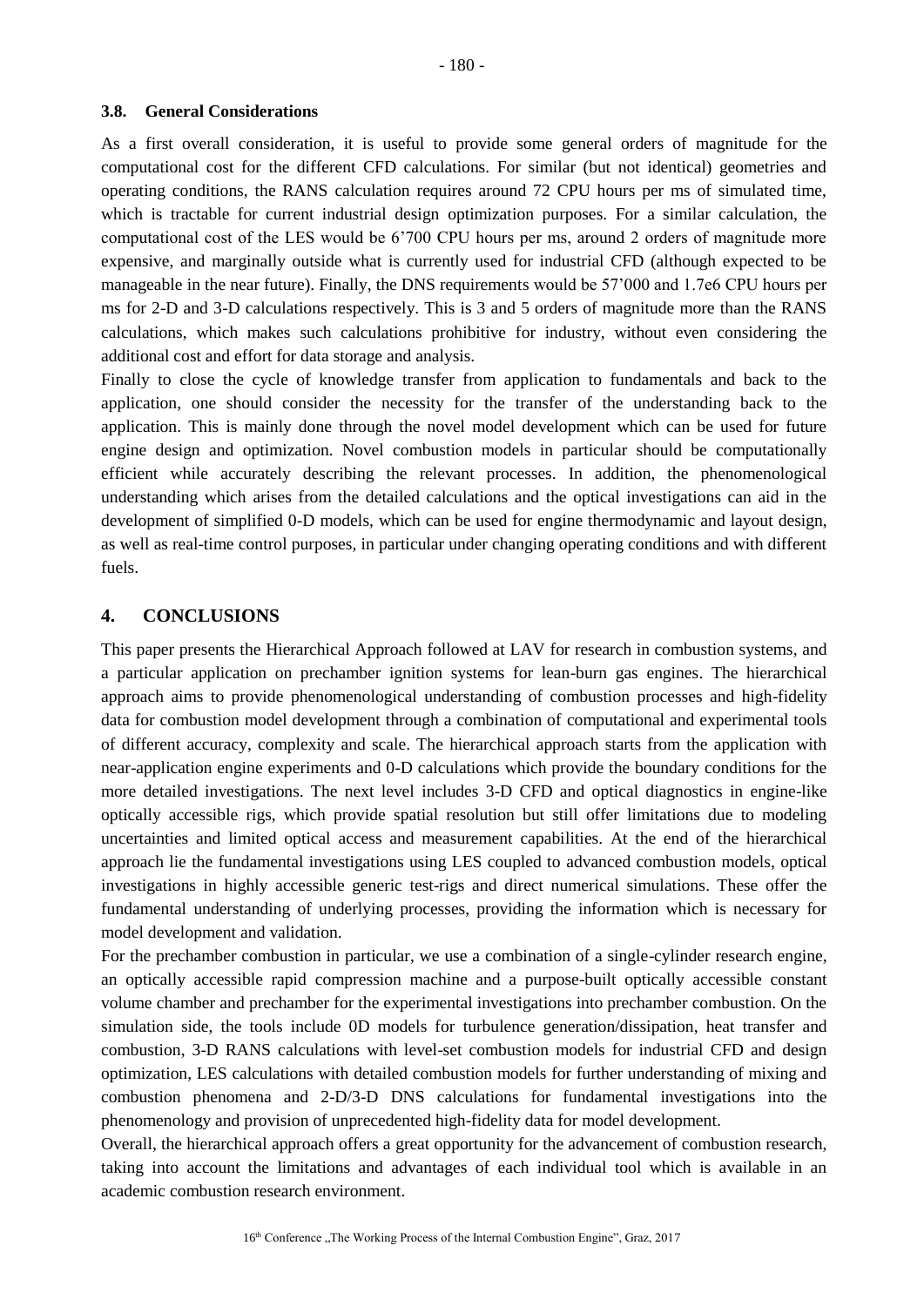### 3.8. General Considerations

As a first overall consideration, it is useful to provide some general orders of magnitude for the computational cost for the different CFD calculations. For similar (but not identical) geometries and operating conditions, the RANS calculation requires around 72 CPU hours per ms of simulated time, which is tractable for current industrial design optimization purposes. For a similar calculation, the computational cost of the LES would be 6'700 CPU hours per ms, around 2 orders of magnitude more expensive, and marginally outside what is currently used for industrial CFD (although expected to be manageable in the near future). Finally, the DNS requirements would be 57'000 and 1.7e6 CPU hours per ms for 2-D and 3-D calculations respectively. This is 3 and 5 orders of magnitude more than the RANS calculations, which makes such calculations prohibitive for industry, without even considering the additional cost and effort for data storage and analysis.

Finally to close the cycle of knowledge transfer from application to fundamentals and back to the application, one should consider the necessity for the transfer of the understanding back to the application. This is mainly done through the novel model development which can be used for future engine design and optimization. Novel combustion models in particular should be computationally efficient while accurately describing the relevant processes. In addition, the phenomenological understanding which arises from the detailed calculations and the optical investigations can aid in the development of simplified 0-D models, which can be used for engine thermodynamic and layout design, as well as real-time control purposes, in particular under changing operating conditions and with different fuels.

## 4. CONCLUSIONS

This paper presents the Hierarchical Approach followed at LAV for research in combustion systems, and a particular application on prechamber ignition systems for lean-burn gas engines. The hierarchical approach aims to provide phenomenological understanding of combustion processes and high-fidelity data for combustion model development through a combination of computational and experimental tools of different accuracy, complexity and scale. The hierarchical approach starts from the application with near-application engine experiments and 0-D calculations which provide the boundary conditions for the more detailed investigations. The next level includes 3-D CFD and optical diagnostics in engine-like optically accessible rigs, which provide spatial resolution but still offer limitations due to modeling uncertainties and limited optical access and measurement capabilities. At the end of the hierarchical approach lie the fundamental investigations using LES coupled to advanced combustion models, optical investigations in highly accessible generic test-rigs and direct numerical simulations. These offer the fundamental understanding of underlying processes, providing the information which is necessary for model development and validation.

For the prechamber combustion in particular, we use a combination of a single-cylinder research engine, an optically accessible rapid compression machine and a purpose-built optically accessible constant volume chamber and prechamber for the experimental investigations into prechamber combustion. On the simulation side, the tools include 0D models for turbulence generation/dissipation, heat transfer and combustion, 3-D RANS calculations with level-set combustion models for industrial CFD and design optimization, LES calculations with detailed combustion models for further understanding of mixing and combustion phenomena and 2-D/3-D DNS calculations for fundamental investigations into the phenomenology and provision of unprecedented high-fidelity data for model development.

Overall, the hierarchical approach offers a great opportunity for the advancement of combustion research, taking into account the limitations and advantages of each individual tool which is available in an academic combustion research environment.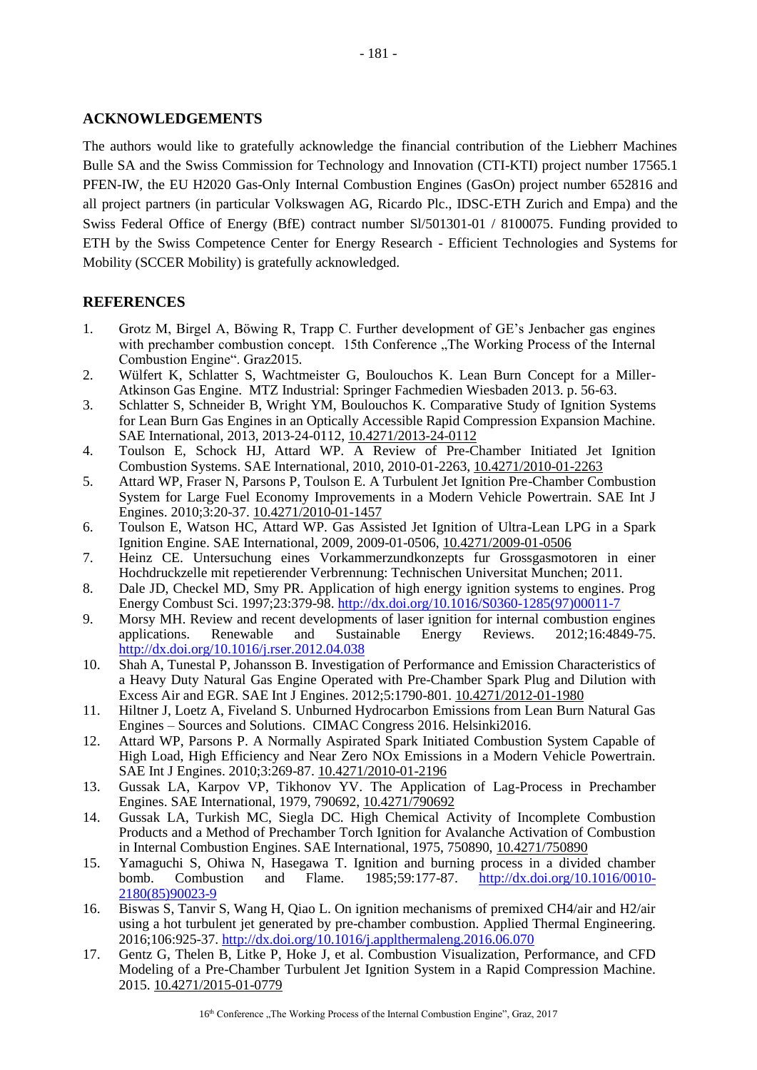## ACKNOWLEDGEMENTS

The authors would like to gratefully acknowledge the financial contribution of the Liebherr Machines Bulle SA and the Swiss Commission for Technology and Innovation (CTI-KTI) project number 17565.1 PFEN-IW, the EU H2020 Gas-Only Internal Combustion Engines (GasOn) project number 652816 and all project partners (in particular Volkswagen AG, Ricardo Plc., IDSC-ETH Zurich and Empa) and the Swiss Federal Office of Energy (BfE) contract number Sl/501301-01 / 8100075. Funding provided to ETH by the Swiss Competence Center for Energy Research - Efficient Technologies and Systems for Mobility (SCCER Mobility) is gratefully acknowledged.

## REFERENCES

1. Grotz M, Birgel A, Böwing R, Trapp C. Further development of GE's Jenbacher gas engines with prechamber combustion concept. 15th Conference „The Working Process of the Internal Combustion Engine". Graz2015.
2. Wülfert K, Schlatter S, Wachtmeister G, Boulouchos K. Lean Burn Concept for a Miller-Atkinson Gas Engine. MTZ Industrial: Springer Fachmedien Wiesbaden 2013. p. 56-63.
3. Schlatter S, Schneider B, Wright YM, Boulouchos K. Comparative Study of Ignition Systems for Lean Burn Gas Engines in an Optically Accessible Rapid Compression Expansion Machine. SAE International, 2013, 2013-24-0112, 10.4271/2013-24-0112
4. Toulson E, Schock HJ, Attard WP. A Review of Pre-Chamber Initiated Jet Ignition Combustion Systems. SAE International, 2010, 2010-01-2263, 10.4271/2010-01-2263
5. Attard WP, Fraser N, Parsons P, Toulson E. A Turbulent Jet Ignition Pre-Chamber Combustion System for Large Fuel Economy Improvements in a Modern Vehicle Powertrain. SAE Int J Engines. 2010;3:20-37. 10.4271/2010-01-1457
6. Toulson E, Watson HC, Attard WP. Gas Assisted Jet Ignition of Ultra-Lean LPG in a Spark Ignition Engine. SAE International, 2009, 2009-01-0506, 10.4271/2009-01-0506
7. Heinz CE. Untersuchung eines Vorkammerzundkonzepts fur Grossgasmotoren in einer Hochdruckzelle mit repetierender Verbrennung: Technischen Universitat Munchen; 2011.
8. Dale JD, Checkel MD, Smy PR. Application of high energy ignition systems to engines. Prog Energy Combust Sci. 1997;23:379-98. http://dx.doi.org/10.1016/S0360-1285(97)00011-7
9. Morsy MH. Review and recent developments of laser ignition for internal combustion engines applications. Renewable and Sustainable Energy Reviews. 2012;16:4849-75. http://dx.doi.org/10.1016/j.rser.2012.04.038
10. Shah A, Tunestal P, Johansson B. Investigation of Performance and Emission Characteristics of a Heavy Duty Natural Gas Engine Operated with Pre-Chamber Spark Plug and Dilution with Excess Air and EGR. SAE Int J Engines. 2012;5:1790-801. 10.4271/2012-01-1980
11. Hiltner J, Loetz A, Fiveland S. Unburned Hydrocarbon Emissions from Lean Burn Natural Gas Engines – Sources and Solutions. CIMAC Congress 2016. Helsinki2016.
12. Attard WP, Parsons P. A Normally Aspirated Spark Initiated Combustion System Capable of High Load, High Efficiency and Near Zero NOx Emissions in a Modern Vehicle Powertrain. SAE Int J Engines. 2010;3:269-87. 10.4271/2010-01-2196
13. Gussak LA, Karpov VP, Tikhonov YV. The Application of Lag-Process in Prechamber Engines. SAE International, 1979, 790692, 10.4271/790692
14. Gussak LA, Turkish MC, Siegla DC. High Chemical Activity of Incomplete Combustion Products and a Method of Prechamber Torch Ignition for Avalanche Activation of Combustion in Internal Combustion Engines. SAE International, 1975, 750890, 10.4271/750890
15. Yamaguchi S, Ohiwa N, Hasegawa T. Ignition and burning process in a divided chamber bomb. Combustion and Flame. 1985;59:177-87. http://dx.doi.org/10.1016/0010-2180(85)90023-9
16. Biswas S, Tanvir S, Wang H, Qiao L. On ignition mechanisms of premixed CH4/air and H2/air using a hot turbulent jet generated by pre-chamber combustion. Applied Thermal Engineering. 2016;106:925-37. http://dx.doi.org/10.1016/j.applthermaleng.2016.06.070
17. Gentz G, Thelen B, Litke P, Hoke J, et al. Combustion Visualization, Performance, and CFD Modeling of a Pre-Chamber Turbulent Jet Ignition System in a Rapid Compression Machine. 2015. 10.4271/2015-01-0779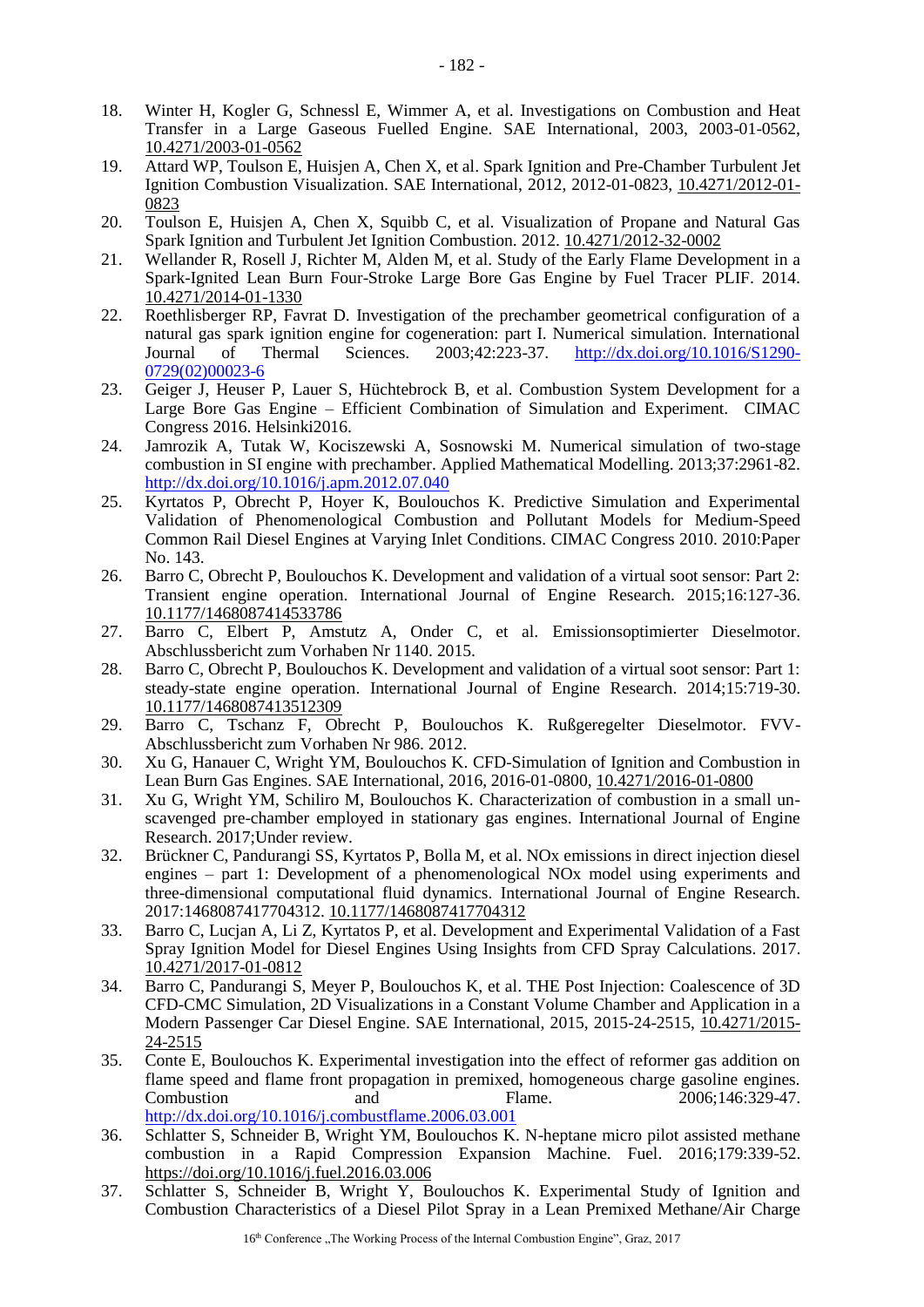18. Winter H, Kogler G, Schnessl E, Wimmer A, et al. Investigations on Combustion and Heat Transfer in a Large Gaseous Fuelled Engine. SAE International, 2003, 2003-01-0562, 10.4271/2003-01-0562
19. Attard WP, Toulson E, Huisjen A, Chen X, et al. Spark Ignition and Pre-Chamber Turbulent Jet Ignition Combustion Visualization. SAE International, 2012, 2012-01-0823, 10.4271/2012-01-0823
20. Toulson E, Huisjen A, Chen X, Squibb C, et al. Visualization of Propane and Natural Gas Spark Ignition and Turbulent Jet Ignition Combustion. 2012. 10.4271/2012-32-0002
21. Wellander R, Rosell J, Richter M, Alden M, et al. Study of the Early Flame Development in a Spark-Ignited Lean Burn Four-Stroke Large Bore Gas Engine by Fuel Tracer PLIF. 2014. 10.4271/2014-01-1330
22. Roethlisberger RP, Favrat D. Investigation of the prechamber geometrical configuration of a natural gas spark ignition engine for cogeneration: part I. Numerical simulation. International Journal of Thermal Sciences. 2003;42:223-37. http://dx.doi.org/10.1016/S1290-0729(02)00023-6
23. Geiger J, Heuser P, Lauer S, Hüchtebrock B, et al. Combustion System Development for a Large Bore Gas Engine – Efficient Combination of Simulation and Experiment. CIMAC Congress 2016. Helsinki2016.
24. Jamrozik A, Tutak W, Kociszewski A, Sosnowski M. Numerical simulation of two-stage combustion in SI engine with prechamber. Applied Mathematical Modelling. 2013;37:2961-82. http://dx.doi.org/10.1016/j.apm.2012.07.040
25. Kyrtatos P, Obrecht P, Hoyer K, Boulouchos K. Predictive Simulation and Experimental Validation of Phenomenological Combustion and Pollutant Models for Medium-Speed Common Rail Diesel Engines at Varying Inlet Conditions. CIMAC Congress 2010. 2010:Paper No. 143.
26. Barro C, Obrecht P, Boulouchos K. Development and validation of a virtual soot sensor: Part 2: Transient engine operation. International Journal of Engine Research. 2015;16:127-36. 10.1177/1468087414533786
27. Barro C, Elbert P, Amstutz A, Onder C, et al. Emissionsoptimierter Dieselmotor. Abschlussbericht zum Vorhaben Nr 1140. 2015.
28. Barro C, Obrecht P, Boulouchos K. Development and validation of a virtual soot sensor: Part 1: steady-state engine operation. International Journal of Engine Research. 2014;15:719-30. 10.1177/1468087413512309
29. Barro C, Tschanz F, Obrecht P, Boulouchos K. Rußgeregelter Dieselmotor. FVV-Abschlussbericht zum Vorhaben Nr 986. 2012.
30. Xu G, Hanauer C, Wright YM, Boulouchos K. CFD-Simulation of Ignition and Combustion in Lean Burn Gas Engines. SAE International, 2016, 2016-01-0800, 10.4271/2016-01-0800
31. Xu G, Wright YM, Schiliro M, Boulouchos K. Characterization of combustion in a small un-scavenged pre-chamber employed in stationary gas engines. International Journal of Engine Research. 2017;Under review.
32. Brückner C, Pandurangi SS, Kyrtatos P, Bolla M, et al. NOx emissions in direct injection diesel engines – part 1: Development of a phenomenological NOx model using experiments and three-dimensional computational fluid dynamics. International Journal of Engine Research. 2017:1468087417704312. 10.1177/1468087417704312
33. Barro C, Lucjan A, Li Z, Kyrtatos P, et al. Development and Experimental Validation of a Fast Spray Ignition Model for Diesel Engines Using Insights from CFD Spray Calculations. 2017. 10.4271/2017-01-0812
34. Barro C, Pandurangi S, Meyer P, Boulouchos K, et al. THE Post Injection: Coalescence of 3D CFD-CMC Simulation, 2D Visualizations in a Constant Volume Chamber and Application in a Modern Passenger Car Diesel Engine. SAE International, 2015, 2015-24-2515, 10.4271/2015-24-2515
35. Conte E, Boulouchos K. Experimental investigation into the effect of reformer gas addition on flame speed and flame front propagation in premixed, homogeneous charge gasoline engines. Combustion and Flame. 2006;146:329-47. http://dx.doi.org/10.1016/j.combustflame.2006.03.001
36. Schlatter S, Schneider B, Wright YM, Boulouchos K. N-heptane micro pilot assisted methane combustion in a Rapid Compression Expansion Machine. Fuel. 2016;179:339-52. https://doi.org/10.1016/j.fuel.2016.03.006
37. Schlatter S, Schneider B, Wright Y, Boulouchos K. Experimental Study of Ignition and Combustion Characteristics of a Diesel Pilot Spray in a Lean Premixed Methane/Air Charge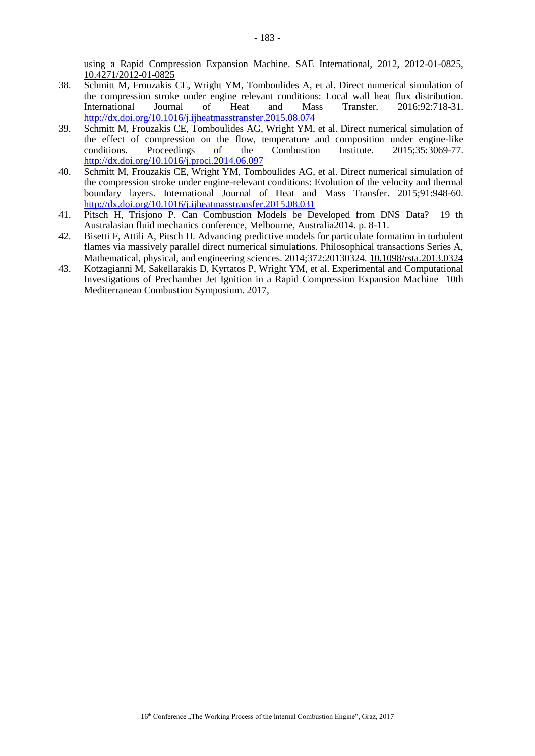using a Rapid Compression Expansion Machine. SAE International, 2012, 2012-01-0825, 10.4271/2012-01-0825

38. Schmitt M, Frouzakis CE, Wright YM, Tomboulides A, et al. Direct numerical simulation of the compression stroke under engine relevant conditions: Local wall heat flux distribution. International Journal of Heat and Mass Transfer. 2016;92:718-31. http://dx.doi.org/10.1016/j.ijheatmasstransfer.2015.08.074
39. Schmitt M, Frouzakis CE, Tomboulides AG, Wright YM, et al. Direct numerical simulation of the effect of compression on the flow, temperature and composition under engine-like conditions. Proceedings of the Combustion Institute. 2015;35:3069-77. http://dx.doi.org/10.1016/j.proci.2014.06.097
40. Schmitt M, Frouzakis CE, Wright YM, Tomboulides AG, et al. Direct numerical simulation of the compression stroke under engine-relevant conditions: Evolution of the velocity and thermal boundary layers. International Journal of Heat and Mass Transfer. 2015;91:948-60. http://dx.doi.org/10.1016/j.ijheatmasstransfer.2015.08.031
41. Pitsch H, Trisjono P. Can Combustion Models be Developed from DNS Data? 19 th Australasian fluid mechanics conference, Melbourne, Australia2014. p. 8-11.
42. Bisetti F, Attili A, Pitsch H. Advancing predictive models for particulate formation in turbulent flames via massively parallel direct numerical simulations. Philosophical transactions Series A, Mathematical, physical, and engineering sciences. 2014;372:20130324. 10.1098/rsta.2013.0324
43. Kotzagianni M, Sakellarakis D, Kyrtatos P, Wright YM, et al. Experimental and Computational Investigations of Prechamber Jet Ignition in a Rapid Compression Expansion Machine 10th Mediterranean Combustion Symposium. 2017,